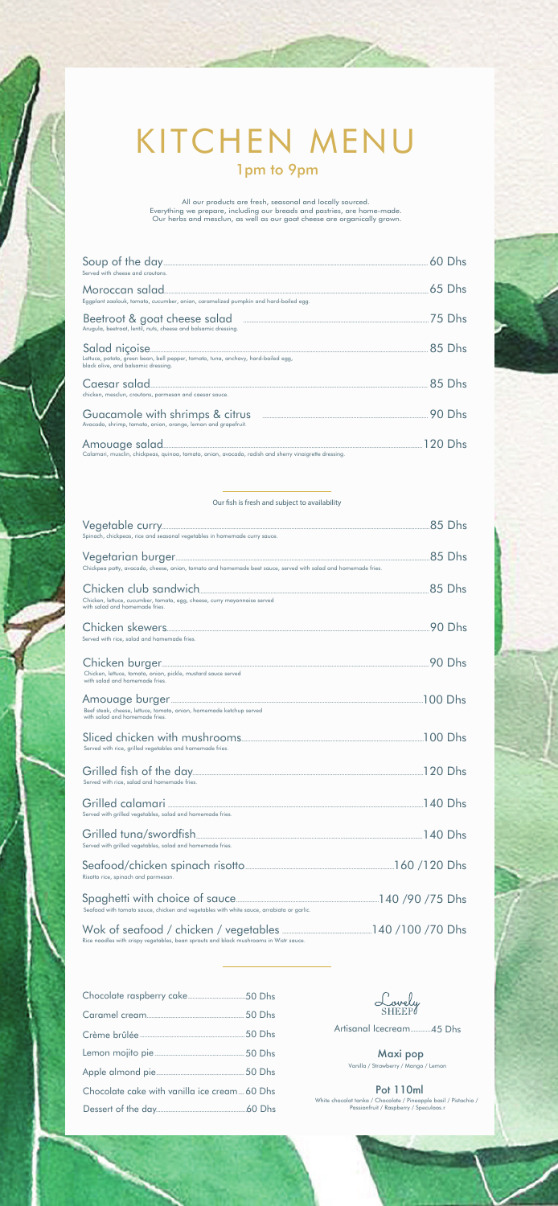# KITCHEN MENU

## 1pm to 9pm

All our products are fresh, seasonal and locally sourced.
Everything we prepare, including our breads and pastries, are home-made.
Our herbs and mesclun, as well as our goat cheese are organically grown.

**Soup of the day** ........ 60 Dhs
Served with cheese and croutons.

**Moroccan salad** ........ 65 Dhs
Eggplant zaalouk, tomato, cucumber, onion, caramelized pumpkin and hard-boiled egg.

**Beetroot & goat cheese salad** ........ 75 Dhs
Arugula, beetroot, lentil, nuts, cheese and balsamic dressing.

**Salad niçoise** ........ 85 Dhs
Lettuce, potato, green bean, bell pepper, tomato, tuna, anchovy, hard-boiled egg, black olive, and balsamic dressing.

**Caesar salad** ........ 85 Dhs
chicken, mesclun, croutons, parmesan and caesar sauce.

**Guacamole with shrimps & citrus** ........ 90 Dhs
Avocado, shrimp, tomato, onion, orange, lemon and grapefruit.

**Amouage salad** ........ 120 Dhs
Calamari, musclin, chickpeas, quinoa, tomato, onion, avocado, radish and sherry vinaigrette dressing.

---

Our fish is fresh and subject to availability

**Vegetable curry** ........ 85 Dhs
Spinach, chickpeas, rice and seasonal vegetables in homemade curry sauce.

**Vegetarian burger** ........ 85 Dhs
Chickpea patty, avocado, cheese, onion, tomato and homemade beet sauce, served with salad and homemade fries.

**Chicken club sandwich** ........ 85 Dhs
Chicken, lettuce, cucumber, tomato, egg, cheese, curry mayonnaise served with salad and homemade fries.

**Chicken skewers** ........ 90 Dhs
Served with rice, salad and homemade fries.

**Chicken burger** ........ 90 Dhs
Chicken, lettuce, tomato, onion, pickle, mustard sauce served with salad and homemade fries.

**Amouage burger** ........ 100 Dhs
Beef steak, cheese, lettuce, tomato, onion, homemade ketchup served with salad and homemade fries.

**Sliced chicken with mushrooms** ........ 100 Dhs
Served with rice, grilled vegetables and homemade fries.

**Grilled fish of the day** ........ 120 Dhs
Served with rice, salad and homemade fries.

**Grilled calamari** ........ 140 Dhs
Served with grilled vegetables, salad and homemade fries.

**Grilled tuna/swordfish** ........ 140 Dhs
Served with grilled vegetables, salad and homemade fries.

**Seafood/chicken spinach risotto** ........ 160 /120 Dhs
Risotto rice, spinach and parmesan.

**Spaghetti with choice of sauce** ........ 140 /90 /75 Dhs
Seafood with tomato sauce, chicken and vegetables with white sauce, arrabiata or garlic.

**Wok of seafood / chicken / vegetables** ........ 140 /100 /70 Dhs
Rice noodles with crispy vegetables, bean sprouts and black mushrooms in Wistr sauce.

---

Chocolate raspberry cake ........ 50 Dhs
Caramel cream ........ 50 Dhs
Crème brûlée ........ 50 Dhs
Lemon mojito pie ........ 50 Dhs
Apple almond pie ........ 50 Dhs
Chocolate cake with vanilla ice cream ... 60 Dhs
Dessert of the day ........ 60 Dhs

Lovely SHEEP

Artisanal Icecream ........ 45 Dhs

**Maxi pop**
Vanilla / Strawberry / Mango / Lemon

**Pot 110ml**
White chocolat tonka / Chocolate / Pineapple basil / Pistachio / Passionfruit / Raspberry / Speculoos.r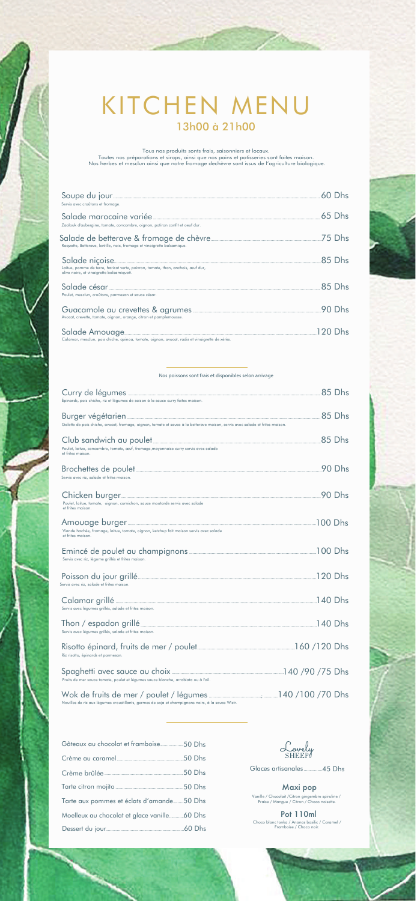# KITCHEN MENU

## 13h00 à 21h00

Tous nos produits sonts frais, saisonniers et locaux.
Toutes nos préparations et sirops, ainsi que nos pains et patisseries sont faites maison.
Nos herbes et mesclun ainsi que notre fromage dechèvre sont issus de l'agriculture biologique.

**Soupe du jour** ........ 60 Dhs
Servis avec croûtons et fromage.

**Salade marocaine variée** ........ 65 Dhs
Zaalouk d'aubergine, tomate, concombre, oignon, potiron confit et œuf dur.

**Salade de betterave & fromage de chèvre** ........ 75 Dhs
Roquette, Betterave, lentille, noix, fromage et vinaigrette balsamique.

**Salade niçoise** ........ 85 Dhs
Laitue, pomme de terre, haricot verte, poivron, tomate, thon, anchois, œuf dur, olive noire, et vinaigrette balsamiqueft.

**Salade césar** ........ 85 Dhs
Poulet, mesclun, croûtons, parmesan et sauce césar.

**Guacamole au crevettes & agrumes** ........ 90 Dhs
Avocat, crevette, tomate, oignon, orange, citron et pamplemousse.

**Salade Amouage** ........ 120 Dhs
Calamar, mesclun, pois chiche, quinoa, tomate, oignon, avocat, radis et vinaigrette de xérès.

---

Nos poissons sont frais et disponibles selon arrivage

**Curry de légumes** ........ 85 Dhs
Épinards, pois chiche, riz et légumes de saison à la sauce curry faites maison.

**Burger végétarien** ........ 85 Dhs
Galette de pois chiche, avocat, fromage, oignon, tomate et sauce à la betterave maison, servis avec salade et frites maison.

**Club sandwich au poulet** ........ 85 Dhs
Poulet, laitue, concombre, tomate, œuf, fromage,mayonnaise curry servis avec salade et frites maison.

**Brochettes de poulet** ........ 90 Dhs
Servis avec riz, salade et frites maison.

**Chicken burger** ........ 90 Dhs
Poulet, laitue, tomate, oignon, cornichon, sauce moutarde servis avec salade et frites maison.

**Amouage burger** ........ 100 Dhs
Viande hachée, fromage, laitue, tomate, oignon, ketchup fait maison servis avec salade et frites maison.

**Emincé de poulet au champignons** ........ 100 Dhs
Servis avec riz, légume grillés et frites maison.

**Poisson du jour grillé** ........ 120 Dhs
Servis avec riz, salade et frites maison.

**Calamar grillé** ........ 140 Dhs
Servis avec légumes grillés, salade et frites maison.

**Thon / espadon grillé** ........ 140 Dhs
Servis avec légumes grillés, salade et frites maison.

**Risotto épinard, fruits de mer / poulet** ........ 160 /120 Dhs
Riz risotto, épinards et parmesan.

**Spaghetti avec sauce au choix** ........ 140 /90 /75 Dhs
Fruits de mer sauce tomate, poulet et légumes sauce blanche, arrabiata ou à l'ail.

**Wok de fruits de mer / poulet / légumes** ........ 140 /100 /70 Dhs
Nouilles de riz aux légumes croustillants, germes de soja et champignons noirs, à la sauce Wistr.

---

Gâteaux au chocolat et framboise ........ 50 Dhs
Crème au caramel ........ 50 Dhs
Crème brûlée ........ 50 Dhs
Tarte citron mojito ........ 50 Dhs
Tarte aux pommes et éclats d'amande ........ 50 Dhs
Moelleux au chocolat et glace vanille ........ 60 Dhs
Dessert du jour ........ 60 Dhs

Lovely SHEEP

Glaces artisanales ........ 45 Dhs

**Maxi pop**
Vanille / Chocolat /Citron gingembre spiruline / Fraise / Mangue / Citron / Choco noisette.

**Pot 110ml**
Choco blanc tonka / Ananas basilic / Caramel / Framboise / Choco noir.